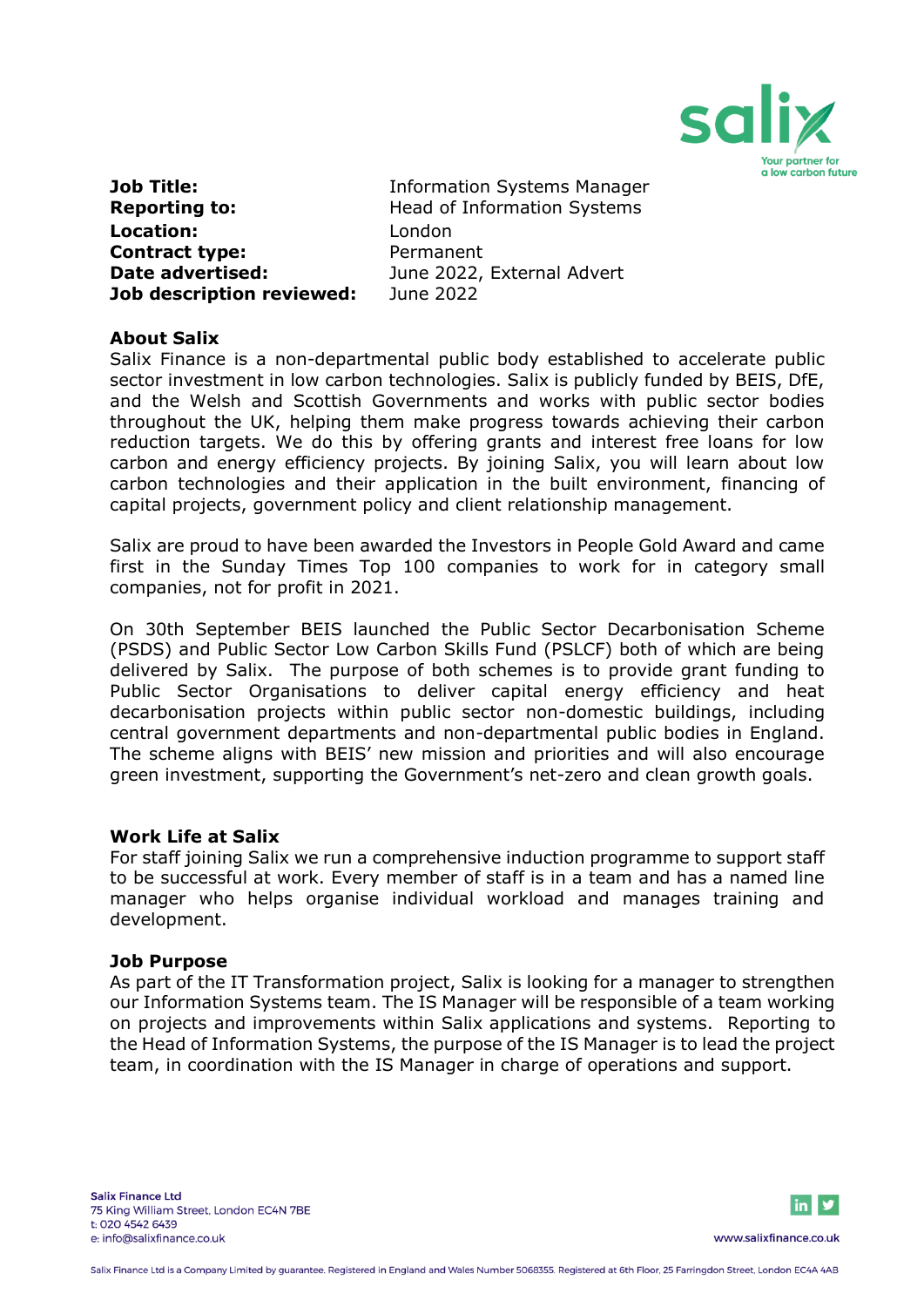| | |
|---|---|
| **Job Title:** | Information Systems Manager |
| **Reporting to:** | Head of Information Systems |
| **Location:** | London |
| **Contract type:** | Permanent |
| **Date advertised:** | June 2022, External Advert |
| **Job description reviewed:** | June 2022 |

## About Salix

Salix Finance is a non-departmental public body established to accelerate public sector investment in low carbon technologies. Salix is publicly funded by BEIS, DfE, and the Welsh and Scottish Governments and works with public sector bodies throughout the UK, helping them make progress towards achieving their carbon reduction targets. We do this by offering grants and interest free loans for low carbon and energy efficiency projects. By joining Salix, you will learn about low carbon technologies and their application in the built environment, financing of capital projects, government policy and client relationship management.

Salix are proud to have been awarded the Investors in People Gold Award and came first in the Sunday Times Top 100 companies to work for in category small companies, not for profit in 2021.

On 30th September BEIS launched the Public Sector Decarbonisation Scheme (PSDS) and Public Sector Low Carbon Skills Fund (PSLCF) both of which are being delivered by Salix. The purpose of both schemes is to provide grant funding to Public Sector Organisations to deliver capital energy efficiency and heat decarbonisation projects within public sector non-domestic buildings, including central government departments and non-departmental public bodies in England. The scheme aligns with BEIS' new mission and priorities and will also encourage green investment, supporting the Government's net-zero and clean growth goals.

## Work Life at Salix

For staff joining Salix we run a comprehensive induction programme to support staff to be successful at work. Every member of staff is in a team and has a named line manager who helps organise individual workload and manages training and development.

## Job Purpose

As part of the IT Transformation project, Salix is looking for a manager to strengthen our Information Systems team. The IS Manager will be responsible of a team working on projects and improvements within Salix applications and systems. Reporting to the Head of Information Systems, the purpose of the IS Manager is to lead the project team, in coordination with the IS Manager in charge of operations and support.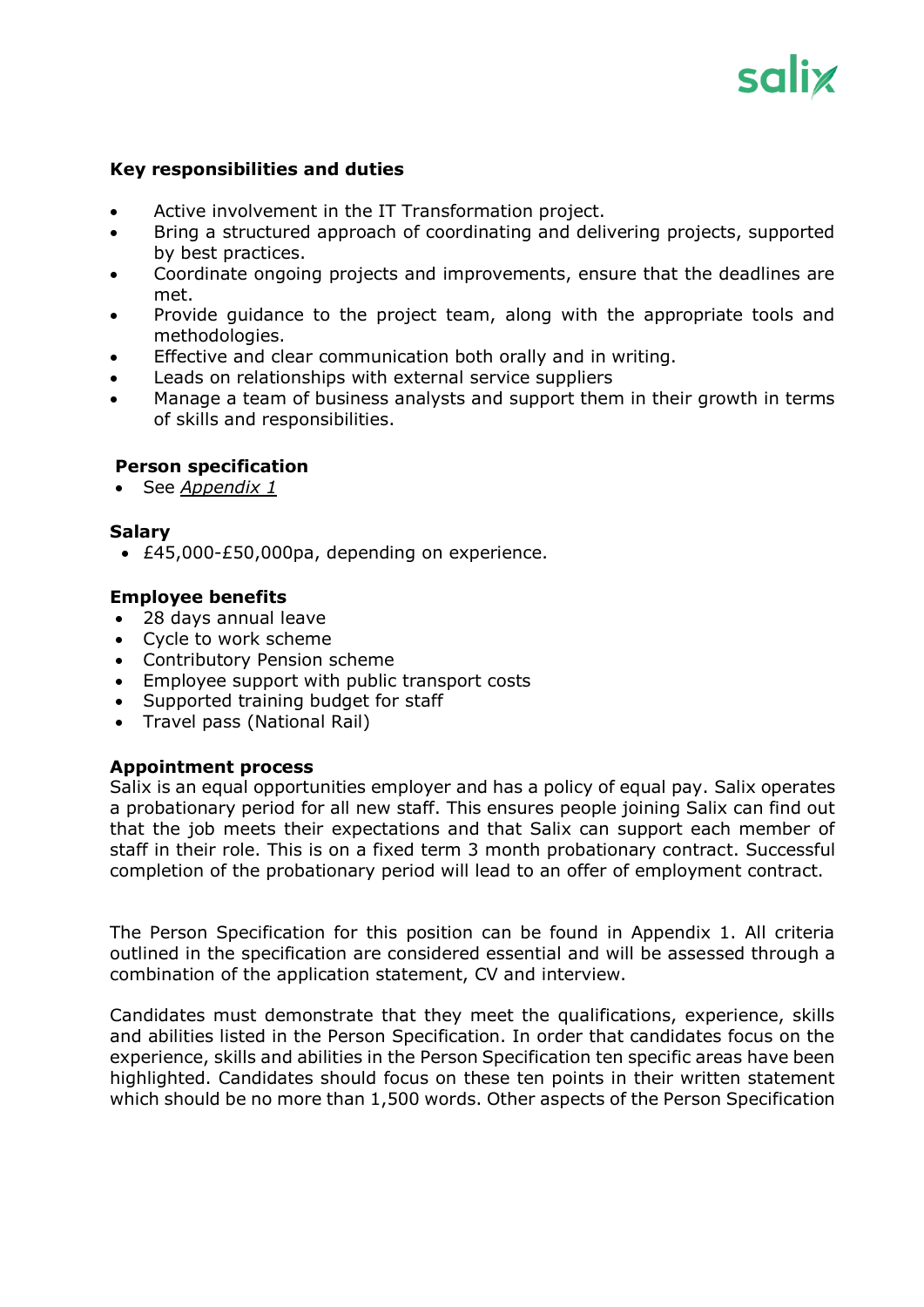**Key responsibilities and duties**

- Active involvement in the IT Transformation project.
- Bring a structured approach of coordinating and delivering projects, supported by best practices.
- Coordinate ongoing projects and improvements, ensure that the deadlines are met.
- Provide guidance to the project team, along with the appropriate tools and methodologies.
- Effective and clear communication both orally and in writing.
- Leads on relationships with external service suppliers
- Manage a team of business analysts and support them in their growth in terms of skills and responsibilities.

**Person specification**

- See *Appendix 1*

**Salary**

- £45,000-£50,000pa, depending on experience.

**Employee benefits**

- 28 days annual leave
- Cycle to work scheme
- Contributory Pension scheme
- Employee support with public transport costs
- Supported training budget for staff
- Travel pass (National Rail)

**Appointment process**

Salix is an equal opportunities employer and has a policy of equal pay. Salix operates a probationary period for all new staff. This ensures people joining Salix can find out that the job meets their expectations and that Salix can support each member of staff in their role. This is on a fixed term 3 month probationary contract. Successful completion of the probationary period will lead to an offer of employment contract.

The Person Specification for this position can be found in Appendix 1. All criteria outlined in the specification are considered essential and will be assessed through a combination of the application statement, CV and interview.

Candidates must demonstrate that they meet the qualifications, experience, skills and abilities listed in the Person Specification. In order that candidates focus on the experience, skills and abilities in the Person Specification ten specific areas have been highlighted. Candidates should focus on these ten points in their written statement which should be no more than 1,500 words. Other aspects of the Person Specification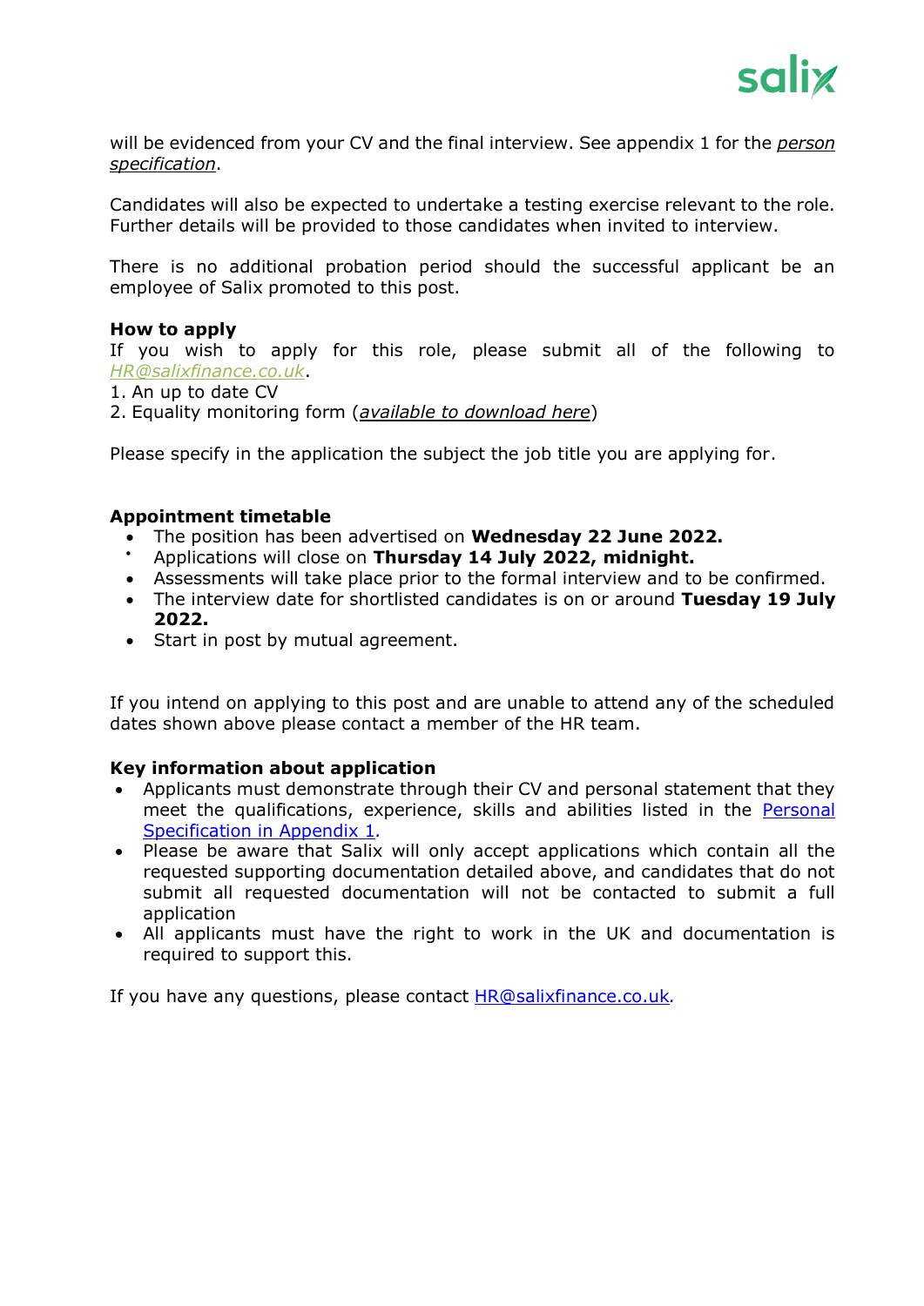will be evidenced from your CV and the final interview. See appendix 1 for the *person specification*.

Candidates will also be expected to undertake a testing exercise relevant to the role. Further details will be provided to those candidates when invited to interview.

There is no additional probation period should the successful applicant be an employee of Salix promoted to this post.

**How to apply**

If you wish to apply for this role, please submit all of the following to *HR@salixfinance.co.uk*.

1. An up to date CV
2. Equality monitoring form (*available to download here*)

Please specify in the application the subject the job title you are applying for.

**Appointment timetable**

- The position has been advertised on **Wednesday 22 June 2022.**
- Applications will close on **Thursday 14 July 2022, midnight.**
- Assessments will take place prior to the formal interview and to be confirmed.
- The interview date for shortlisted candidates is on or around **Tuesday 19 July 2022.**
- Start in post by mutual agreement.

If you intend on applying to this post and are unable to attend any of the scheduled dates shown above please contact a member of the HR team.

**Key information about application**

- Applicants must demonstrate through their CV and personal statement that they meet the qualifications, experience, skills and abilities listed in the Personal Specification in Appendix 1.
- Please be aware that Salix will only accept applications which contain all the requested supporting documentation detailed above, and candidates that do not submit all requested documentation will not be contacted to submit a full application
- All applicants must have the right to work in the UK and documentation is required to support this.

If you have any questions, please contact HR@salixfinance.co.uk.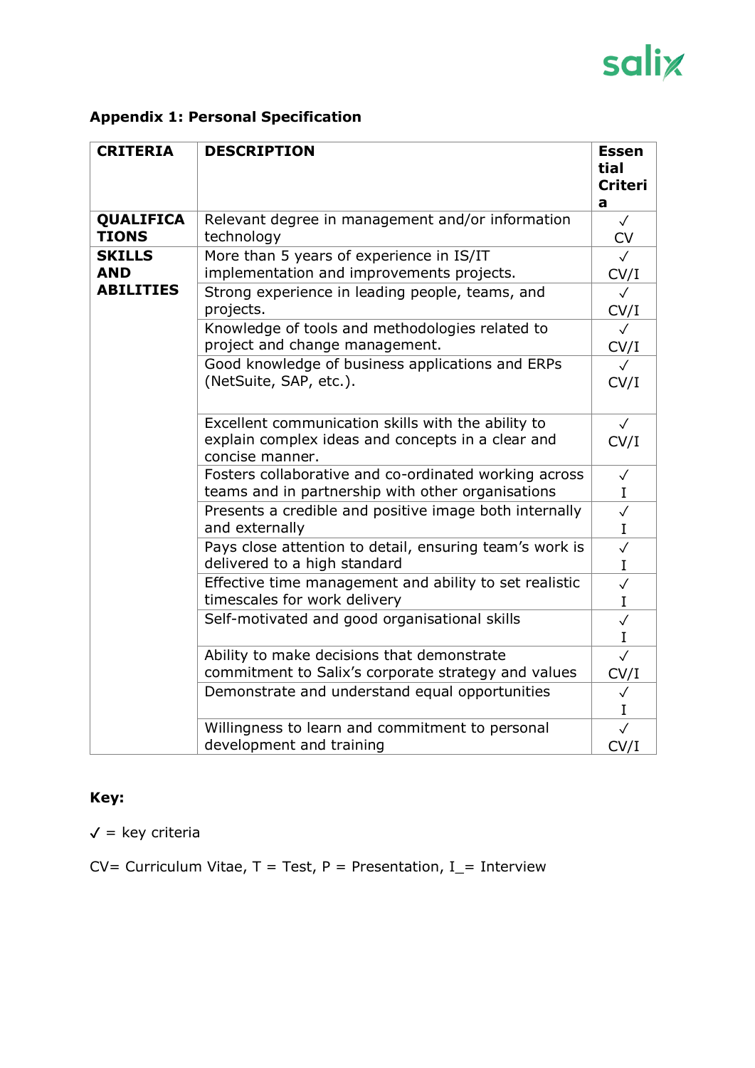## Appendix 1: Personal Specification

| CRITERIA | DESCRIPTION | Essential Criteria |
|---|---|---|
| **QUALIFICATIONS** | Relevant degree in management and/or information technology | ✓ CV |
| **SKILLS AND ABILITIES** | More than 5 years of experience in IS/IT implementation and improvements projects. | ✓ CV/I |
| | Strong experience in leading people, teams, and projects. | ✓ CV/I |
| | Knowledge of tools and methodologies related to project and change management. | ✓ CV/I |
| | Good knowledge of business applications and ERPs (NetSuite, SAP, etc.). | ✓ CV/I |
| | Excellent communication skills with the ability to explain complex ideas and concepts in a clear and concise manner. | ✓ CV/I |
| | Fosters collaborative and co-ordinated working across teams and in partnership with other organisations | ✓ I |
| | Presents a credible and positive image both internally and externally | ✓ I |
| | Pays close attention to detail, ensuring team's work is delivered to a high standard | ✓ I |
| | Effective time management and ability to set realistic timescales for work delivery | ✓ I |
| | Self-motivated and good organisational skills | ✓ I |
| | Ability to make decisions that demonstrate commitment to Salix's corporate strategy and values | ✓ CV/I |
| | Demonstrate and understand equal opportunities | ✓ I |
| | Willingness to learn and commitment to personal development and training | ✓ CV/I |

**Key:**

✓ = key criteria

CV= Curriculum Vitae, T = Test, P = Presentation, I_= Interview